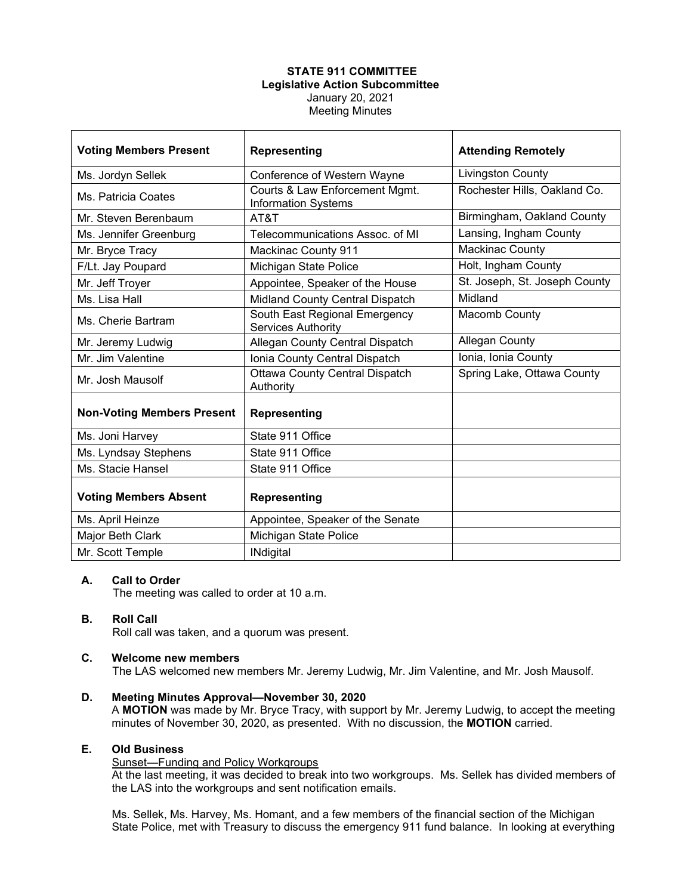**STATE 911 COMMITTEE**
**Legislative Action Subcommittee**
January 20, 2021
Meeting Minutes

| Voting Members Present | Representing | Attending Remotely |
|---|---|---|
| Ms. Jordyn Sellek | Conference of Western Wayne | Livingston County |
| Ms. Patricia Coates | Courts & Law Enforcement Mgmt. Information Systems | Rochester Hills, Oakland Co. |
| Mr. Steven Berenbaum | AT&T | Birmingham, Oakland County |
| Ms. Jennifer Greenburg | Telecommunications Assoc. of MI | Lansing, Ingham County |
| Mr. Bryce Tracy | Mackinac County 911 | Mackinac County |
| F/Lt. Jay Poupard | Michigan State Police | Holt, Ingham County |
| Mr. Jeff Troyer | Appointee, Speaker of the House | St. Joseph, St. Joseph County |
| Ms. Lisa Hall | Midland County Central Dispatch | Midland |
| Ms. Cherie Bartram | South East Regional Emergency Services Authority | Macomb County |
| Mr. Jeremy Ludwig | Allegan County Central Dispatch | Allegan County |
| Mr. Jim Valentine | Ionia County Central Dispatch | Ionia, Ionia County |
| Mr. Josh Mausolf | Ottawa County Central Dispatch Authority | Spring Lake, Ottawa County |
| **Non-Voting Members Present** | **Representing** | |
| Ms. Joni Harvey | State 911 Office | |
| Ms. Lyndsay Stephens | State 911 Office | |
| Ms. Stacie Hansel | State 911 Office | |
| **Voting Members Absent** | **Representing** | |
| Ms. April Heinze | Appointee, Speaker of the Senate | |
| Major Beth Clark | Michigan State Police | |
| Mr. Scott Temple | INdigital | |

**A. Call to Order**
The meeting was called to order at 10 a.m.

**B. Roll Call**
Roll call was taken, and a quorum was present.

**C. Welcome new members**
The LAS welcomed new members Mr. Jeremy Ludwig, Mr. Jim Valentine, and Mr. Josh Mausolf.

**D. Meeting Minutes Approval—November 30, 2020**
A **MOTION** was made by Mr. Bryce Tracy, with support by Mr. Jeremy Ludwig, to accept the meeting minutes of November 30, 2020, as presented. With no discussion, the **MOTION** carried.

**E. Old Business**
Sunset—Funding and Policy Workgroups
At the last meeting, it was decided to break into two workgroups. Ms. Sellek has divided members of the LAS into the workgroups and sent notification emails.

Ms. Sellek, Ms. Harvey, Ms. Homant, and a few members of the financial section of the Michigan State Police, met with Treasury to discuss the emergency 911 fund balance. In looking at everything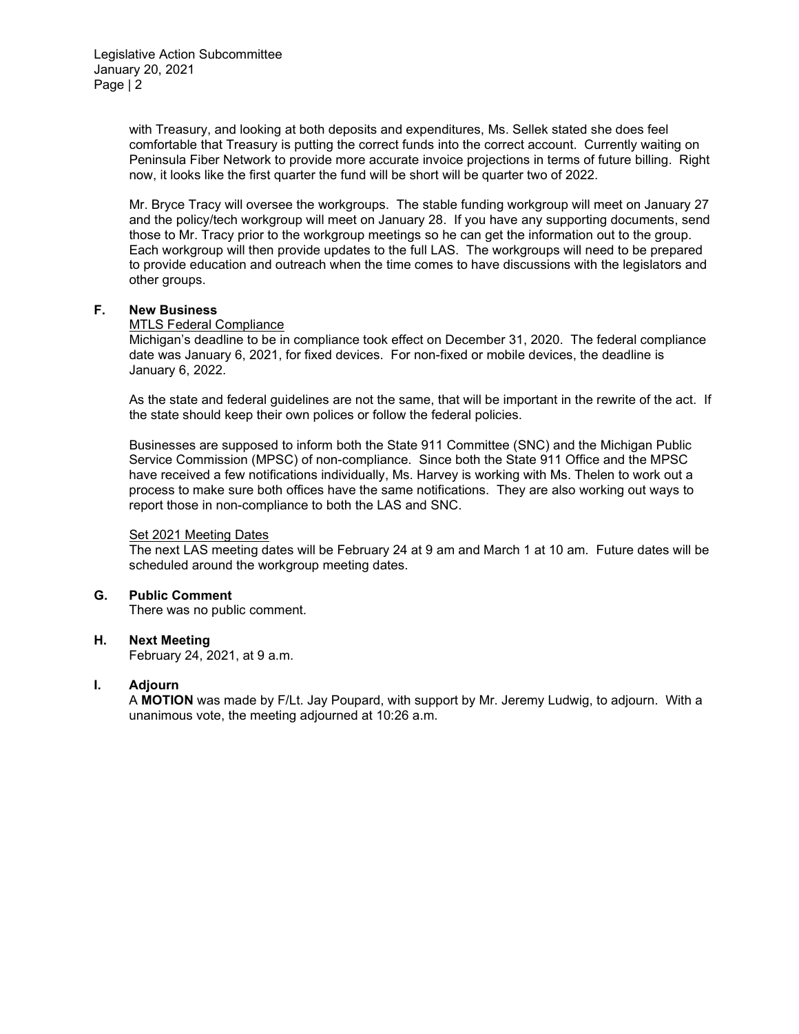with Treasury, and looking at both deposits and expenditures, Ms. Sellek stated she does feel comfortable that Treasury is putting the correct funds into the correct account. Currently waiting on Peninsula Fiber Network to provide more accurate invoice projections in terms of future billing. Right now, it looks like the first quarter the fund will be short will be quarter two of 2022.

Mr. Bryce Tracy will oversee the workgroups. The stable funding workgroup will meet on January 27 and the policy/tech workgroup will meet on January 28. If you have any supporting documents, send those to Mr. Tracy prior to the workgroup meetings so he can get the information out to the group. Each workgroup will then provide updates to the full LAS. The workgroups will need to be prepared to provide education and outreach when the time comes to have discussions with the legislators and other groups.

## F. New Business

MTLS Federal Compliance

Michigan's deadline to be in compliance took effect on December 31, 2020. The federal compliance date was January 6, 2021, for fixed devices. For non-fixed or mobile devices, the deadline is January 6, 2022.

As the state and federal guidelines are not the same, that will be important in the rewrite of the act. If the state should keep their own polices or follow the federal policies.

Businesses are supposed to inform both the State 911 Committee (SNC) and the Michigan Public Service Commission (MPSC) of non-compliance. Since both the State 911 Office and the MPSC have received a few notifications individually, Ms. Harvey is working with Ms. Thelen to work out a process to make sure both offices have the same notifications. They are also working out ways to report those in non-compliance to both the LAS and SNC.

Set 2021 Meeting Dates

The next LAS meeting dates will be February 24 at 9 am and March 1 at 10 am. Future dates will be scheduled around the workgroup meeting dates.

## G. Public Comment

There was no public comment.

## H. Next Meeting

February 24, 2021, at 9 a.m.

## I. Adjourn

A **MOTION** was made by F/Lt. Jay Poupard, with support by Mr. Jeremy Ludwig, to adjourn. With a unanimous vote, the meeting adjourned at 10:26 a.m.